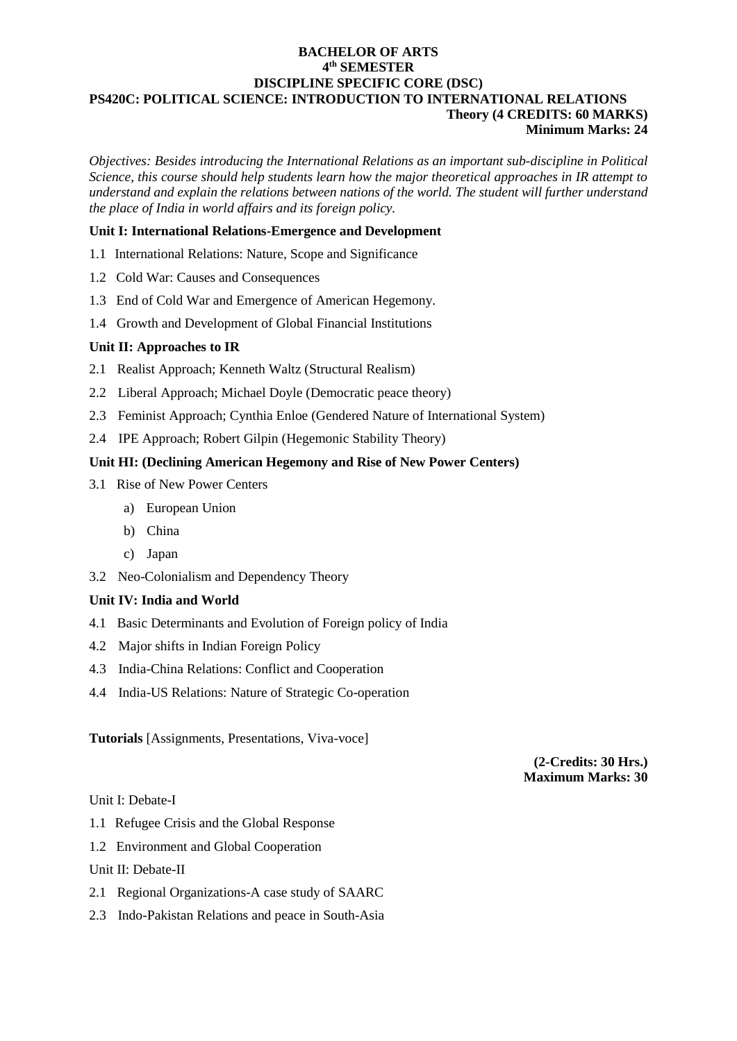**BACHELOR OF ARTS**
**4th SEMESTER**
**DISCIPLINE SPECIFIC CORE (DSC)**
**PS420C: POLITICAL SCIENCE: INTRODUCTION TO INTERNATIONAL RELATIONS**

**Theory (4 CREDITS: 60 MARKS)**
**Minimum Marks: 24**

*Objectives: Besides introducing the International Relations as an important sub-discipline in Political Science, this course should help students learn how the major theoretical approaches in IR attempt to understand and explain the relations between nations of the world. The student will further understand the place of India in world affairs and its foreign policy.*

**Unit I: International Relations-Emergence and Development**

1.1 International Relations: Nature, Scope and Significance

1.2 Cold War: Causes and Consequences

1.3 End of Cold War and Emergence of American Hegemony.

1.4 Growth and Development of Global Financial Institutions

**Unit II: Approaches to IR**

2.1 Realist Approach; Kenneth Waltz (Structural Realism)

2.2 Liberal Approach; Michael Doyle (Democratic peace theory)

2.3 Feminist Approach; Cynthia Enloe (Gendered Nature of International System)

2.4 IPE Approach; Robert Gilpin (Hegemonic Stability Theory)

**Unit HI: (Declining American Hegemony and Rise of New Power Centers)**

3.1 Rise of New Power Centers

- a) European Union
- b) China
- c) Japan

3.2 Neo-Colonialism and Dependency Theory

**Unit IV: India and World**

4.1 Basic Determinants and Evolution of Foreign policy of India

4.2 Major shifts in Indian Foreign Policy

4.3 India-China Relations: Conflict and Cooperation

4.4 India-US Relations: Nature of Strategic Co-operation

**Tutorials** [Assignments, Presentations, Viva-voce]

**(2-Credits: 30 Hrs.)**
**Maximum Marks: 30**

Unit I: Debate-I

1.1 Refugee Crisis and the Global Response

1.2 Environment and Global Cooperation

Unit II: Debate-II

2.1 Regional Organizations-A case study of SAARC

2.3 Indo-Pakistan Relations and peace in South-Asia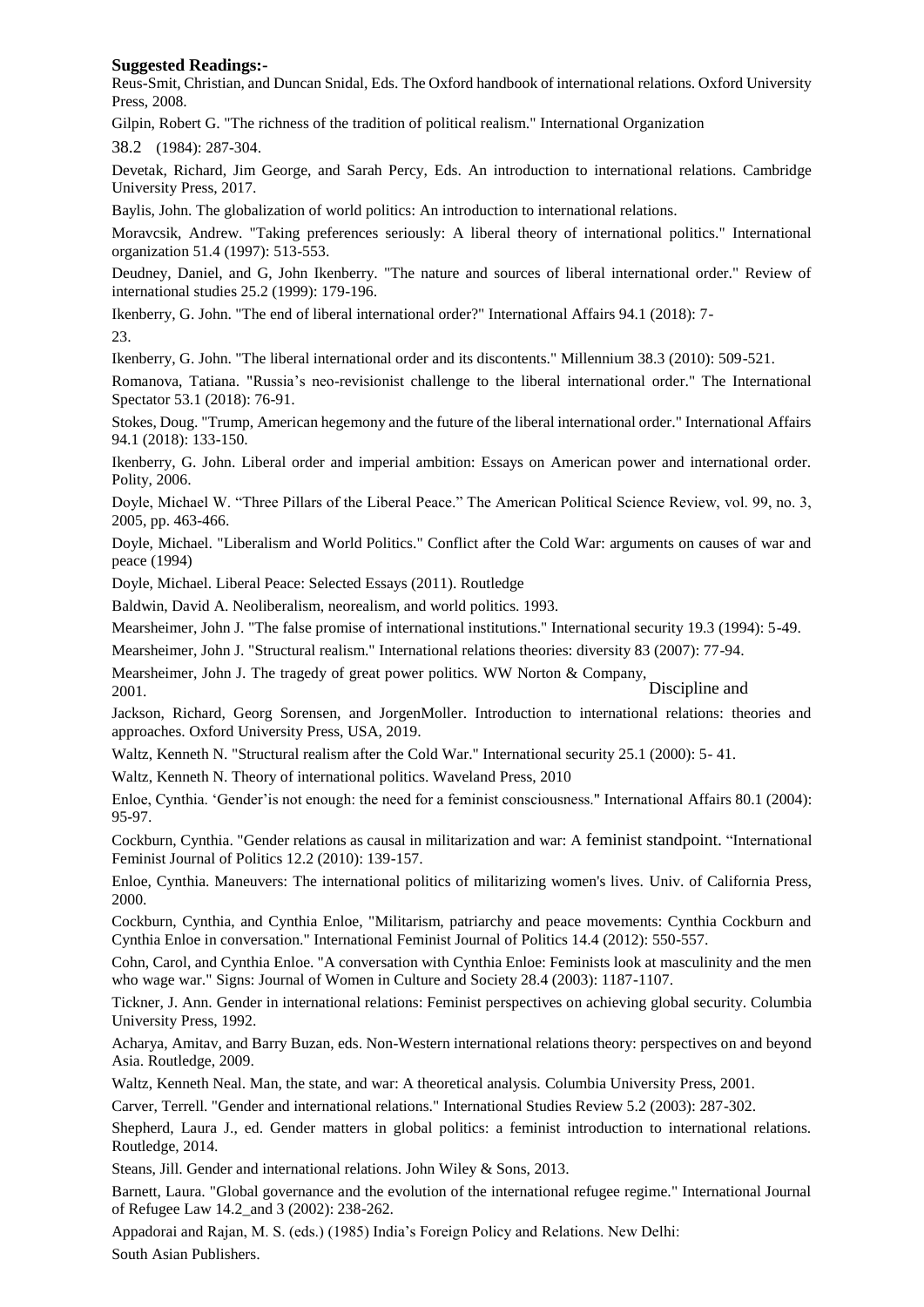**Suggested Readings:-**

Reus-Smit, Christian, and Duncan Snidal, Eds. The Oxford handbook of international relations. Oxford University Press, 2008.

Gilpin, Robert G. "The richness of the tradition of political realism." International Organization 38.2 (1984): 287-304.

Devetak, Richard, Jim George, and Sarah Percy, Eds. An introduction to international relations. Cambridge University Press, 2017.

Baylis, John. The globalization of world politics: An introduction to international relations.

Moravcsik, Andrew. "Taking preferences seriously: A liberal theory of international politics." International organization 51.4 (1997): 513-553.

Deudney, Daniel, and G, John Ikenberry. "The nature and sources of liberal international order." Review of international studies 25.2 (1999): 179-196.

Ikenberry, G. John. "The end of liberal international order?" International Affairs 94.1 (2018): 7-23.

Ikenberry, G. John. "The liberal international order and its discontents." Millennium 38.3 (2010): 509-521.

Romanova, Tatiana. "Russia's neo-revisionist challenge to the liberal international order." The International Spectator 53.1 (2018): 76-91.

Stokes, Doug. "Trump, American hegemony and the future of the liberal international order." International Affairs 94.1 (2018): 133-150.

Ikenberry, G. John. Liberal order and imperial ambition: Essays on American power and international order. Polity, 2006.

Doyle, Michael W. "Three Pillars of the Liberal Peace." The American Political Science Review, vol. 99, no. 3, 2005, pp. 463-466.

Doyle, Michael. "Liberalism and World Politics." Conflict after the Cold War: arguments on causes of war and peace (1994)

Doyle, Michael. Liberal Peace: Selected Essays (2011). Routledge

Baldwin, David A. Neoliberalism, neorealism, and world politics. 1993.

Mearsheimer, John J. "The false promise of international institutions." International security 19.3 (1994): 5-49.

Mearsheimer, John J. "Structural realism." International relations theories: diversity 83 (2007): 77-94.

Mearsheimer, John J. The tragedy of great power politics. WW Norton & Company, 2001.

Discipline and

Jackson, Richard, Georg Sorensen, and JorgenMoller. Introduction to international relations: theories and approaches. Oxford University Press, USA, 2019.

Waltz, Kenneth N. "Structural realism after the Cold War." International security 25.1 (2000): 5- 41.

Waltz, Kenneth N. Theory of international politics. Waveland Press, 2010

Enloe, Cynthia. 'Gender'is not enough: the need for a feminist consciousness." International Affairs 80.1 (2004): 95-97.

Cockburn, Cynthia. "Gender relations as causal in militarization and war: A feminist standpoint. "International Feminist Journal of Politics 12.2 (2010): 139-157.

Enloe, Cynthia. Maneuvers: The international politics of militarizing women's lives. Univ. of California Press, 2000.

Cockburn, Cynthia, and Cynthia Enloe, "Militarism, patriarchy and peace movements: Cynthia Cockburn and Cynthia Enloe in conversation." International Feminist Journal of Politics 14.4 (2012): 550-557.

Cohn, Carol, and Cynthia Enloe. "A conversation with Cynthia Enloe: Feminists look at masculinity and the men who wage war." Signs: Journal of Women in Culture and Society 28.4 (2003): 1187-1107.

Tickner, J. Ann. Gender in international relations: Feminist perspectives on achieving global security. Columbia University Press, 1992.

Acharya, Amitav, and Barry Buzan, eds. Non-Western international relations theory: perspectives on and beyond Asia. Routledge, 2009.

Waltz, Kenneth Neal. Man, the state, and war: A theoretical analysis. Columbia University Press, 2001.

Carver, Terrell. "Gender and international relations." International Studies Review 5.2 (2003): 287-302.

Shepherd, Laura J., ed. Gender matters in global politics: a feminist introduction to international relations. Routledge, 2014.

Steans, Jill. Gender and international relations. John Wiley & Sons, 2013.

Barnett, Laura. "Global governance and the evolution of the international refugee regime." International Journal of Refugee Law 14.2_and 3 (2002): 238-262.

Appadorai and Rajan, M. S. (eds.) (1985) India's Foreign Policy and Relations. New Delhi: South Asian Publishers.